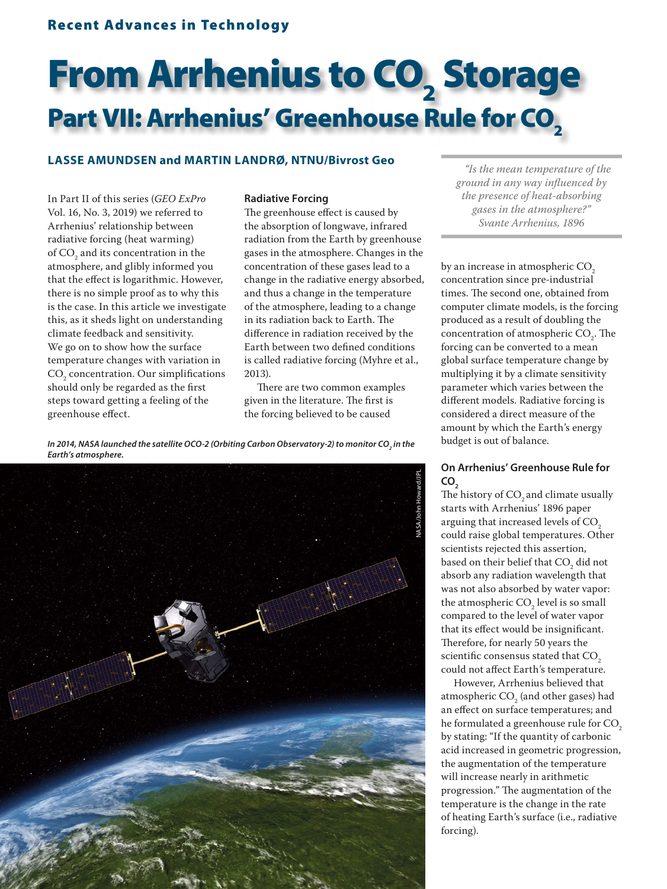Recent Advances in Technology

# From Arrhenius to $CO_2$ Storage

## Part VII: Arrhenius' Greenhouse Rule for $CO_2$

**LASSE AMUNDSEN and MARTIN LANDRØ, NTNU/Bivrost Geo**

> *"Is the mean temperature of the ground in any way influenced by the presence of heat-absorbing gases in the atmosphere?"*
> *Svante Arrhenius, 1896*

In Part II of this series (*GEO ExPro* Vol. 16, No. 3, 2019) we referred to Arrhenius' relationship between radiative forcing (heat warming) of $CO_2$ and its concentration in the atmosphere, and glibly informed you that the effect is logarithmic. However, there is no simple proof as to why this is the case. In this article we investigate this, as it sheds light on understanding climate feedback and sensitivity. We go on to show how the surface temperature changes with variation in $CO_2$ concentration. Our simplifications should only be regarded as the first steps toward getting a feeling of the greenhouse effect.

### Radiative Forcing

The greenhouse effect is caused by the absorption of longwave, infrared radiation from the Earth by greenhouse gases in the atmosphere. Changes in the concentration of these gases lead to a change in the radiative energy absorbed, and thus a change in the temperature of the atmosphere, leading to a change in its radiation back to Earth. The difference in radiation received by the Earth between two defined conditions is called radiative forcing (Myhre et al., 2013).

There are two common examples given in the literature. The first is the forcing believed to be caused by an increase in atmospheric $CO_2$ concentration since pre-industrial times. The second one, obtained from computer climate models, is the forcing produced as a result of doubling the concentration of atmospheric $CO_2$. The forcing can be converted to a mean global surface temperature change by multiplying it by a climate sensitivity parameter which varies between the different models. Radiative forcing is considered a direct measure of the amount by which the Earth's energy budget is out of balance.

*In 2014, NASA launched the satellite OCO-2 (Orbiting Carbon Observatory-2) to monitor $CO_2$ in the Earth's atmosphere.*

NASA/John Howard/JPL

### On Arrhenius' Greenhouse Rule for $CO_2$

The history of $CO_2$ and climate usually starts with Arrhenius' 1896 paper arguing that increased levels of $CO_2$ could raise global temperatures. Other scientists rejected this assertion, based on their belief that $CO_2$ did not absorb any radiation wavelength that was not also absorbed by water vapor: the atmospheric $CO_2$ level is so small compared to the level of water vapor that its effect would be insignificant. Therefore, for nearly 50 years the scientific consensus stated that $CO_2$ could not affect Earth's temperature.

However, Arrhenius believed that atmospheric $CO_2$ (and other gases) had an effect on surface temperatures; and he formulated a greenhouse rule for $CO_2$ by stating: "If the quantity of carbonic acid increased in geometric progression, the augmentation of the temperature will increase nearly in arithmetic progression." The augmentation of the temperature is the change in the rate of heating Earth's surface (i.e., radiative forcing).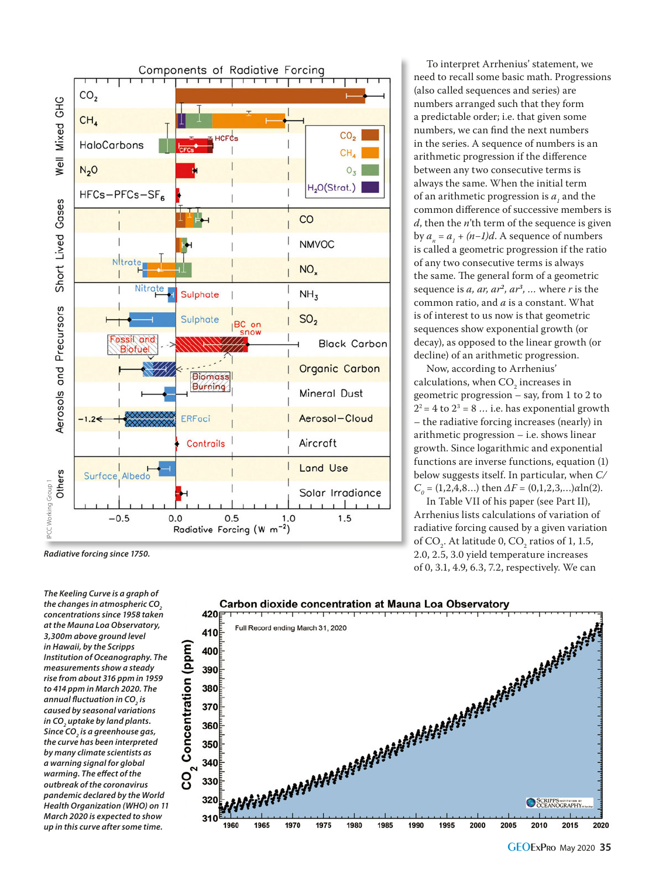*Radiative forcing since 1750.*

*The Keeling Curve is a graph of the changes in atmospheric $CO_2$ concentrations since 1958 taken at the Mauna Loa Observatory, 3,300m above ground level in Hawaii, by the Scripps Institution of Oceanography. The measurements show a steady rise from about 316 ppm in 1959 to 414 ppm in March 2020. The annual fluctuation in $CO_2$ is caused by seasonal variations in $CO_2$ uptake by land plants. Since $CO_2$ is a greenhouse gas, the curve has been interpreted by many climate scientists as a warning signal for global warming. The effect of the outbreak of the coronavirus pandemic declared by the World Health Organization (WHO) on 11 March 2020 is expected to show up in this curve after some time.*

To interpret Arrhenius' statement, we need to recall some basic math. Progressions (also called sequences and series) are numbers arranged such that they form a predictable order; i.e. that given some numbers, we can find the next numbers in the series. A sequence of numbers is an arithmetic progression if the difference between any two consecutive terms is always the same. When the initial term of an arithmetic progression is $a_1$ and the common difference of successive members is $d$, then the $n$'th term of the sequence is given by $a_n = a_1 + (n-1)d$. A sequence of numbers is called a geometric progression if the ratio of any two consecutive terms is always the same. The general form of a geometric sequence is $a, ar, ar^2, ar^3, \ldots$ where $r$ is the common ratio, and $a$ is a constant. What is of interest to us now is that geometric sequences show exponential growth (or decay), as opposed to the linear growth (or decline) of an arithmetic progression.

Now, according to Arrhenius' calculations, when $CO_2$ increases in geometric progression – say, from 1 to 2 to $2^2 = 4$ to $2^3 = 8$ ... i.e. has exponential growth – the radiative forcing increases (nearly) in arithmetic progression – i.e. shows linear growth. Since logarithmic and exponential functions are inverse functions, equation (1) below suggests itself. In particular, when $C/C_0 = (1,2,4,8\ldots)$ then $\Delta F = (0,1,2,3,\ldots)\alpha\ln(2)$.

In Table VII of his paper (see Part II), Arrhenius lists calculations of variation of radiative forcing caused by a given variation of $CO_2$. At latitude 0, $CO_2$ ratios of 1, 1.5, 2.0, 2.5, 3.0 yield temperature increases of 0, 3.1, 4.9, 6.3, 7.2, respectively. We can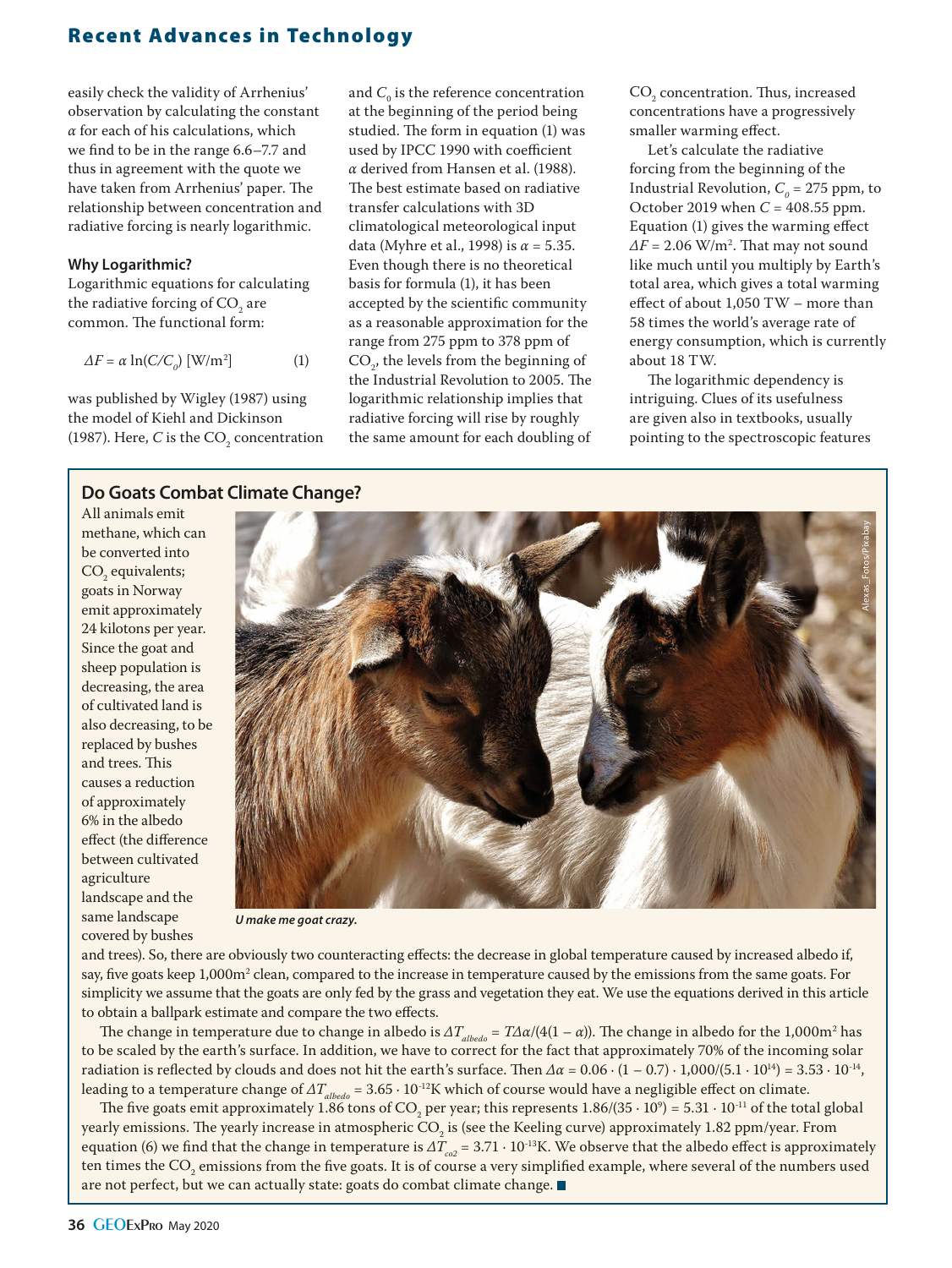easily check the validity of Arrhenius' observation by calculating the constant $\alpha$ for each of his calculations, which we find to be in the range 6.6–7.7 and thus in agreement with the quote we have taken from Arrhenius' paper. The relationship between concentration and radiative forcing is nearly logarithmic.

### Why Logarithmic?

Logarithmic equations for calculating the radiative forcing of $CO_2$ are common. The functional form:

$$\Delta F = \alpha \ln(C/C_0) \ [\mathrm{W/m^2}] \qquad (1)$$

was published by Wigley (1987) using the model of Kiehl and Dickinson (1987). Here, $C$ is the $CO_2$ concentration and $C_0$ is the reference concentration at the beginning of the period being studied. The form in equation (1) was used by IPCC 1990 with coefficient $\alpha$ derived from Hansen et al. (1988). The best estimate based on radiative transfer calculations with 3D climatological meteorological input data (Myhre et al., 1998) is $\alpha = 5.35$. Even though there is no theoretical basis for formula (1), it has been accepted by the scientific community as a reasonable approximation for the range from 275 ppm to 378 ppm of $CO_2$, the levels from the beginning of the Industrial Revolution to 2005. The logarithmic relationship implies that radiative forcing will rise by roughly the same amount for each doubling of $CO_2$ concentration. Thus, increased concentrations have a progressively smaller warming effect.

Let's calculate the radiative forcing from the beginning of the Industrial Revolution, $C_0$ = 275 ppm, to October 2019 when $C$ = 408.55 ppm. Equation (1) gives the warming effect $\Delta F = 2.06$ W/m$^2$. That may not sound like much until you multiply by Earth's total area, which gives a total warming effect of about 1,050 TW – more than 58 times the world's average rate of energy consumption, which is currently about 18 TW.

The logarithmic dependency is intriguing. Clues of its usefulness are given also in textbooks, usually pointing to the spectroscopic features

### Do Goats Combat Climate Change?

All animals emit methane, which can be converted into $CO_2$ equivalents; goats in Norway emit approximately 24 kilotons per year. Since the goat and sheep population is decreasing, the area of cultivated land is also decreasing, to be replaced by bushes and trees. This causes a reduction of approximately 6% in the albedo effect (the difference between cultivated agriculture landscape and the same landscape covered by bushes and trees). So, there are obviously two counteracting effects: the decrease in global temperature caused by increased albedo if, say, five goats keep 1,000m$^2$ clean, compared to the increase in temperature caused by the emissions from the same goats. For simplicity we assume that the goats are only fed by the grass and vegetation they eat. We use the equations derived in this article to obtain a ballpark estimate and compare the two effects.

*U make me goat crazy.*

The change in temperature due to change in albedo is $\Delta T_{albedo} = T\Delta\alpha/(4(1-\alpha))$. The change in albedo for the 1,000m$^2$ has to be scaled by the earth's surface. In addition, we have to correct for the fact that approximately 70% of the incoming solar radiation is reflected by clouds and does not hit the earth's surface. Then $\Delta\alpha = 0.06 \cdot (1-0.7) \cdot 1{,}000/(5.1 \cdot 10^{14}) = 3.53 \cdot 10^{-14}$, leading to a temperature change of $\Delta T_{albedo} = 3.65 \cdot 10^{-12}$K which of course would have a negligible effect on climate.

The five goats emit approximately 1.86 tons of $CO_2$ per year; this represents $1.86/(35 \cdot 10^9) = 5.31 \cdot 10^{-11}$ of the total global yearly emissions. The yearly increase in atmospheric $CO_2$ is (see the Keeling curve) approximately 1.82 ppm/year. From equation (6) we find that the change in temperature is $\Delta T_{co2} = 3.71 \cdot 10^{-13}$K. We observe that the albedo effect is approximately ten times the $CO_2$ emissions from the five goats. It is of course a very simplified example, where several of the numbers used are not perfect, but we can actually state: goats do combat climate change.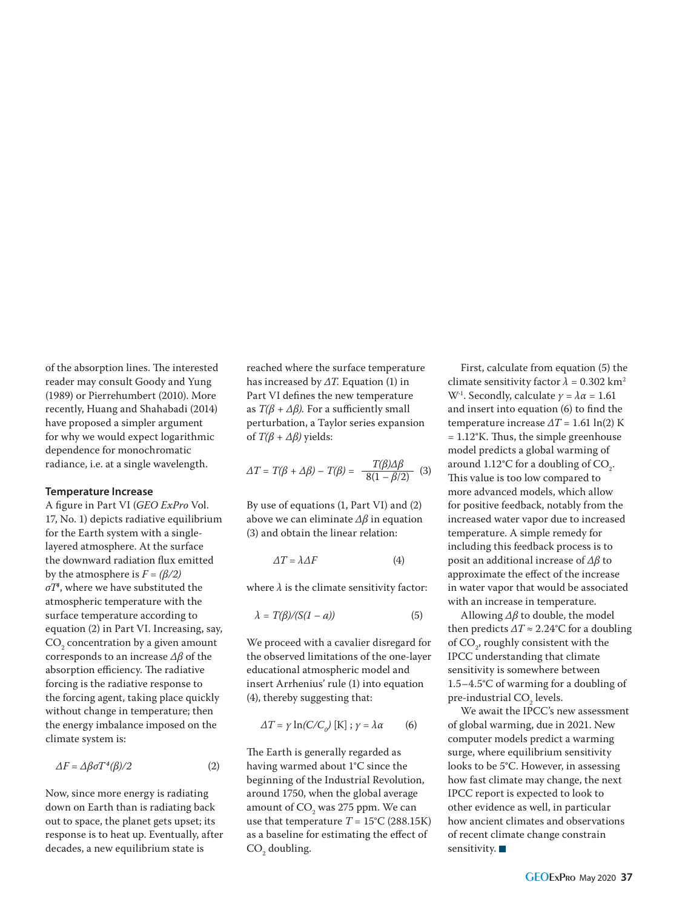of the absorption lines. The interested reader may consult Goody and Yung (1989) or Pierrehumbert (2010). More recently, Huang and Shahabadi (2014) have proposed a simpler argument for why we would expect logarithmic dependence for monochromatic radiance, i.e. at a single wavelength.

### Temperature Increase

A figure in Part VI (*GEO ExPro* Vol. 17, No. 1) depicts radiative equilibrium for the Earth system with a single-layered atmosphere. At the surface the downward radiation flux emitted by the atmosphere is $F = (\beta/2)\sigma T^4$, where we have substituted the atmospheric temperature with the surface temperature according to equation (2) in Part VI. Increasing, say, $CO_2$ concentration by a given amount corresponds to an increase $\Delta\beta$ of the absorption efficiency. The radiative forcing is the radiative response to the forcing agent, taking place quickly without change in temperature; then the energy imbalance imposed on the climate system is:

$$\Delta F = \Delta\beta\sigma T^4(\beta)/2 \qquad (2)$$

Now, since more energy is radiating down on Earth than is radiating back out to space, the planet gets upset; its response is to heat up. Eventually, after decades, a new equilibrium state is reached where the surface temperature has increased by $\Delta T$. Equation (1) in Part VI defines the new temperature as $T(\beta + \Delta\beta)$. For a sufficiently small perturbation, a Taylor series expansion of $T(\beta + \Delta\beta)$ yields:

$$\Delta T = T(\beta + \Delta\beta) - T(\beta) = \frac{T(\beta)\Delta\beta}{8(1 - \beta/2)} \qquad (3)$$

By use of equations (1, Part VI) and (2) above we can eliminate $\Delta\beta$ in equation (3) and obtain the linear relation:

$$\Delta T = \lambda\Delta F \qquad (4)$$

where $\lambda$ is the climate sensitivity factor:

$$\lambda = T(\beta)/(S(1 - a)) \qquad (5)$$

We proceed with a cavalier disregard for the observed limitations of the one-layer educational atmospheric model and insert Arrhenius' rule (1) into equation (4), thereby suggesting that:

$$\Delta T = \gamma \ln(C/C_0) \text{ [K]} \ ; \ \gamma = \lambda\alpha \qquad (6)$$

The Earth is generally regarded as having warmed about 1°C since the beginning of the Industrial Revolution, around 1750, when the global average amount of $CO_2$ was 275 ppm. We can use that temperature $T$ = 15°C (288.15K) as a baseline for estimating the effect of $CO_2$ doubling.

First, calculate from equation (5) the climate sensitivity factor $\lambda$ = 0.302 km$^2$ W$^{-1}$. Secondly, calculate $\gamma = \lambda\alpha$ = 1.61 and insert into equation (6) to find the temperature increase $\Delta T$ = 1.61 ln(2) K = 1.12°K. Thus, the simple greenhouse model predicts a global warming of around 1.12°C for a doubling of $CO_2$. This value is too low compared to more advanced models, which allow for positive feedback, notably from the increased water vapor due to increased temperature. A simple remedy for including this feedback process is to posit an additional increase of $\Delta\beta$ to approximate the effect of the increase in water vapor that would be associated with an increase in temperature.

Allowing $\Delta\beta$ to double, the model then predicts $\Delta T \approx$ 2.24°C for a doubling of $CO_2$, roughly consistent with the IPCC understanding that climate sensitivity is somewhere between 1.5–4.5°C of warming for a doubling of pre-industrial $CO_2$ levels.

We await the IPCC's new assessment of global warming, due in 2021. New computer models predict a warming surge, where equilibrium sensitivity looks to be 5°C. However, in assessing how fast climate may change, the next IPCC report is expected to look to other evidence as well, in particular how ancient climates and observations of recent climate change constrain sensitivity. ■